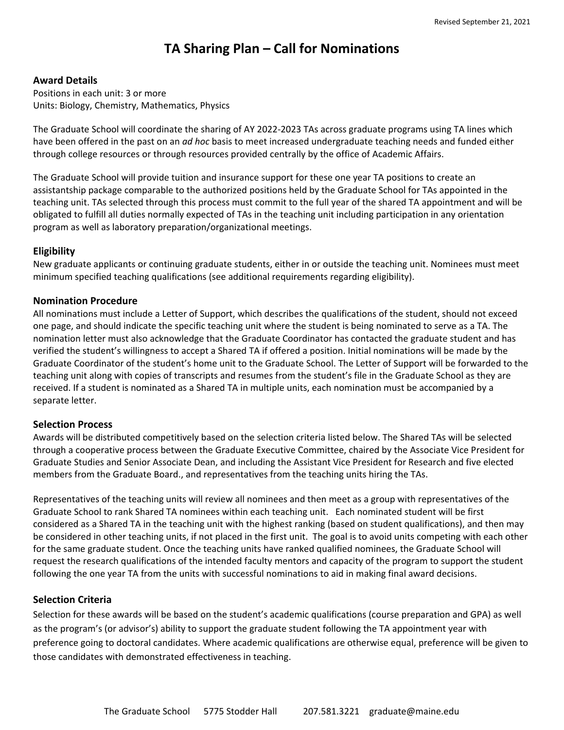Revised September 21, 2021

# TA Sharing Plan – Call for Nominations

## Award Details

Positions in each unit: 3 or more
Units: Biology, Chemistry, Mathematics, Physics

The Graduate School will coordinate the sharing of AY 2022-2023 TAs across graduate programs using TA lines which have been offered in the past on an *ad hoc* basis to meet increased undergraduate teaching needs and funded either through college resources or through resources provided centrally by the office of Academic Affairs.

The Graduate School will provide tuition and insurance support for these one year TA positions to create an assistantship package comparable to the authorized positions held by the Graduate School for TAs appointed in the teaching unit. TAs selected through this process must commit to the full year of the shared TA appointment and will be obligated to fulfill all duties normally expected of TAs in the teaching unit including participation in any orientation program as well as laboratory preparation/organizational meetings.

## Eligibility

New graduate applicants or continuing graduate students, either in or outside the teaching unit. Nominees must meet minimum specified teaching qualifications (see additional requirements regarding eligibility).

## Nomination Procedure

All nominations must include a Letter of Support, which describes the qualifications of the student, should not exceed one page, and should indicate the specific teaching unit where the student is being nominated to serve as a TA. The nomination letter must also acknowledge that the Graduate Coordinator has contacted the graduate student and has verified the student's willingness to accept a Shared TA if offered a position. Initial nominations will be made by the Graduate Coordinator of the student's home unit to the Graduate School. The Letter of Support will be forwarded to the teaching unit along with copies of transcripts and resumes from the student's file in the Graduate School as they are received. If a student is nominated as a Shared TA in multiple units, each nomination must be accompanied by a separate letter.

## Selection Process

Awards will be distributed competitively based on the selection criteria listed below. The Shared TAs will be selected through a cooperative process between the Graduate Executive Committee, chaired by the Associate Vice President for Graduate Studies and Senior Associate Dean, and including the Assistant Vice President for Research and five elected members from the Graduate Board., and representatives from the teaching units hiring the TAs.

Representatives of the teaching units will review all nominees and then meet as a group with representatives of the Graduate School to rank Shared TA nominees within each teaching unit. Each nominated student will be first considered as a Shared TA in the teaching unit with the highest ranking (based on student qualifications), and then may be considered in other teaching units, if not placed in the first unit. The goal is to avoid units competing with each other for the same graduate student. Once the teaching units have ranked qualified nominees, the Graduate School will request the research qualifications of the intended faculty mentors and capacity of the program to support the student following the one year TA from the units with successful nominations to aid in making final award decisions.

## Selection Criteria

Selection for these awards will be based on the student's academic qualifications (course preparation and GPA) as well as the program's (or advisor's) ability to support the graduate student following the TA appointment year with preference going to doctoral candidates. Where academic qualifications are otherwise equal, preference will be given to those candidates with demonstrated effectiveness in teaching.

The Graduate School 5775 Stodder Hall 207.581.3221 graduate@maine.edu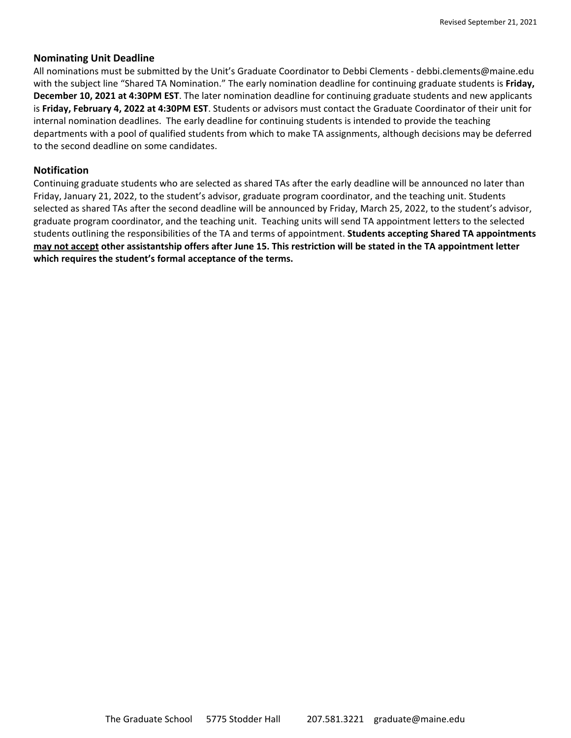## Nominating Unit Deadline

All nominations must be submitted by the Unit's Graduate Coordinator to Debbi Clements - debbi.clements@maine.edu with the subject line "Shared TA Nomination." The early nomination deadline for continuing graduate students is **Friday, December 10, 2021 at 4:30PM EST**. The later nomination deadline for continuing graduate students and new applicants is **Friday, February 4, 2022 at 4:30PM EST**. Students or advisors must contact the Graduate Coordinator of their unit for internal nomination deadlines. The early deadline for continuing students is intended to provide the teaching departments with a pool of qualified students from which to make TA assignments, although decisions may be deferred to the second deadline on some candidates.

## Notification

Continuing graduate students who are selected as shared TAs after the early deadline will be announced no later than Friday, January 21, 2022, to the student's advisor, graduate program coordinator, and the teaching unit. Students selected as shared TAs after the second deadline will be announced by Friday, March 25, 2022, to the student's advisor, graduate program coordinator, and the teaching unit. Teaching units will send TA appointment letters to the selected students outlining the responsibilities of the TA and terms of appointment. **Students accepting Shared TA appointments may not accept other assistantship offers after June 15. This restriction will be stated in the TA appointment letter which requires the student's formal acceptance of the terms.**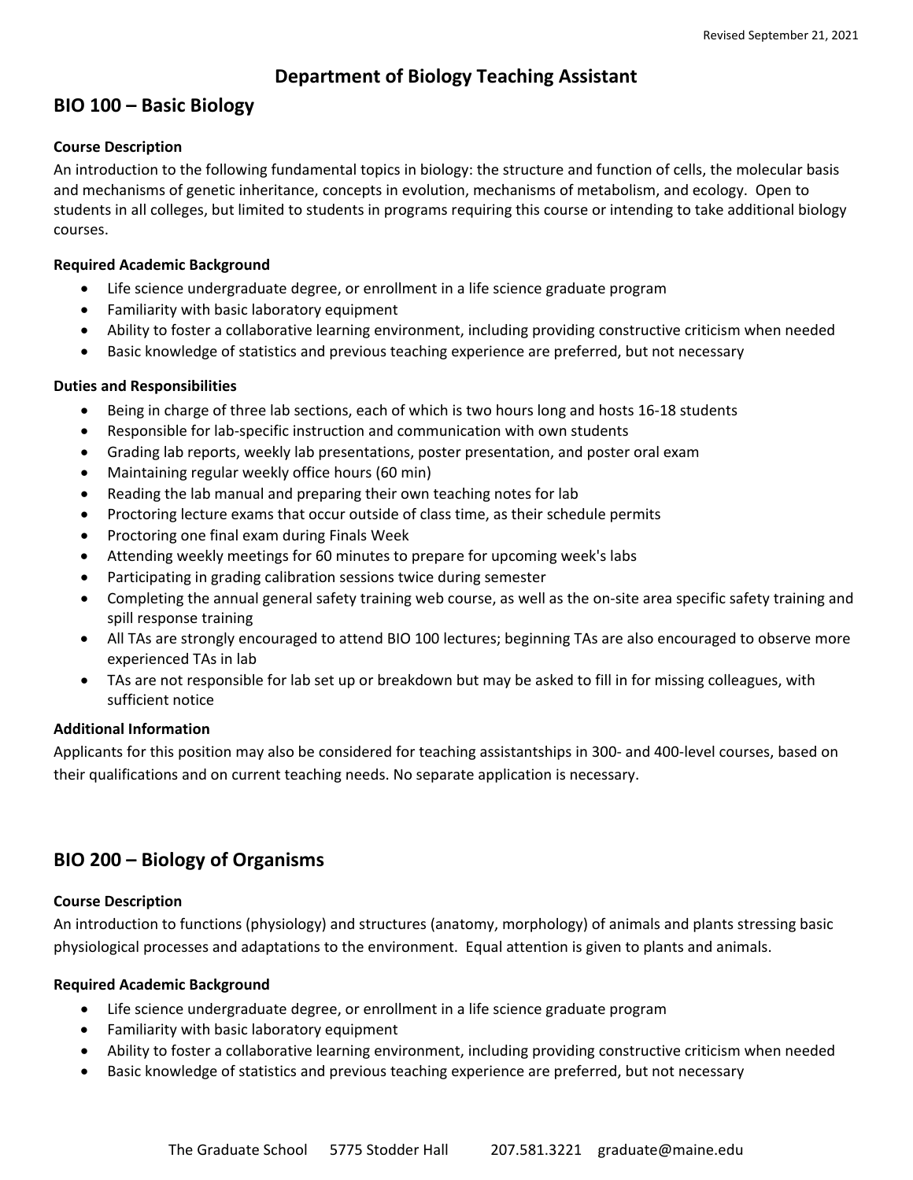Revised September 21, 2021

# Department of Biology Teaching Assistant

## BIO 100 – Basic Biology

**Course Description**

An introduction to the following fundamental topics in biology: the structure and function of cells, the molecular basis and mechanisms of genetic inheritance, concepts in evolution, mechanisms of metabolism, and ecology. Open to students in all colleges, but limited to students in programs requiring this course or intending to take additional biology courses.

**Required Academic Background**

- Life science undergraduate degree, or enrollment in a life science graduate program
- Familiarity with basic laboratory equipment
- Ability to foster a collaborative learning environment, including providing constructive criticism when needed
- Basic knowledge of statistics and previous teaching experience are preferred, but not necessary

**Duties and Responsibilities**

- Being in charge of three lab sections, each of which is two hours long and hosts 16-18 students
- Responsible for lab-specific instruction and communication with own students
- Grading lab reports, weekly lab presentations, poster presentation, and poster oral exam
- Maintaining regular weekly office hours (60 min)
- Reading the lab manual and preparing their own teaching notes for lab
- Proctoring lecture exams that occur outside of class time, as their schedule permits
- Proctoring one final exam during Finals Week
- Attending weekly meetings for 60 minutes to prepare for upcoming week's labs
- Participating in grading calibration sessions twice during semester
- Completing the annual general safety training web course, as well as the on-site area specific safety training and spill response training
- All TAs are strongly encouraged to attend BIO 100 lectures; beginning TAs are also encouraged to observe more experienced TAs in lab
- TAs are not responsible for lab set up or breakdown but may be asked to fill in for missing colleagues, with sufficient notice

**Additional Information**

Applicants for this position may also be considered for teaching assistantships in 300- and 400-level courses, based on their qualifications and on current teaching needs. No separate application is necessary.

## BIO 200 – Biology of Organisms

**Course Description**

An introduction to functions (physiology) and structures (anatomy, morphology) of animals and plants stressing basic physiological processes and adaptations to the environment. Equal attention is given to plants and animals.

**Required Academic Background**

- Life science undergraduate degree, or enrollment in a life science graduate program
- Familiarity with basic laboratory equipment
- Ability to foster a collaborative learning environment, including providing constructive criticism when needed
- Basic knowledge of statistics and previous teaching experience are preferred, but not necessary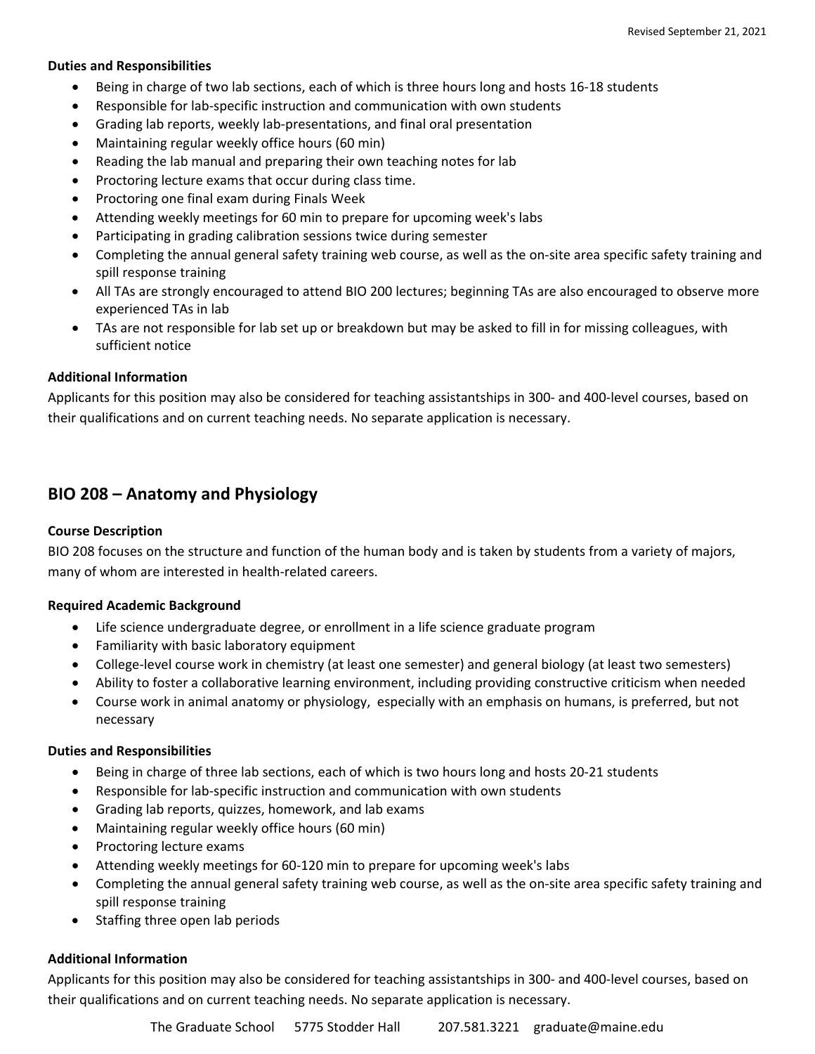**Duties and Responsibilities**

- Being in charge of two lab sections, each of which is three hours long and hosts 16-18 students
- Responsible for lab-specific instruction and communication with own students
- Grading lab reports, weekly lab-presentations, and final oral presentation
- Maintaining regular weekly office hours (60 min)
- Reading the lab manual and preparing their own teaching notes for lab
- Proctoring lecture exams that occur during class time.
- Proctoring one final exam during Finals Week
- Attending weekly meetings for 60 min to prepare for upcoming week's labs
- Participating in grading calibration sessions twice during semester
- Completing the annual general safety training web course, as well as the on-site area specific safety training and spill response training
- All TAs are strongly encouraged to attend BIO 200 lectures; beginning TAs are also encouraged to observe more experienced TAs in lab
- TAs are not responsible for lab set up or breakdown but may be asked to fill in for missing colleagues, with sufficient notice

**Additional Information**

Applicants for this position may also be considered for teaching assistantships in 300- and 400-level courses, based on their qualifications and on current teaching needs. No separate application is necessary.

## BIO 208 – Anatomy and Physiology

**Course Description**

BIO 208 focuses on the structure and function of the human body and is taken by students from a variety of majors, many of whom are interested in health-related careers.

**Required Academic Background**

- Life science undergraduate degree, or enrollment in a life science graduate program
- Familiarity with basic laboratory equipment
- College-level course work in chemistry (at least one semester) and general biology (at least two semesters)
- Ability to foster a collaborative learning environment, including providing constructive criticism when needed
- Course work in animal anatomy or physiology, especially with an emphasis on humans, is preferred, but not necessary

**Duties and Responsibilities**

- Being in charge of three lab sections, each of which is two hours long and hosts 20-21 students
- Responsible for lab-specific instruction and communication with own students
- Grading lab reports, quizzes, homework, and lab exams
- Maintaining regular weekly office hours (60 min)
- Proctoring lecture exams
- Attending weekly meetings for 60-120 min to prepare for upcoming week's labs
- Completing the annual general safety training web course, as well as the on-site area specific safety training and spill response training
- Staffing three open lab periods

**Additional Information**

Applicants for this position may also be considered for teaching assistantships in 300- and 400-level courses, based on their qualifications and on current teaching needs. No separate application is necessary.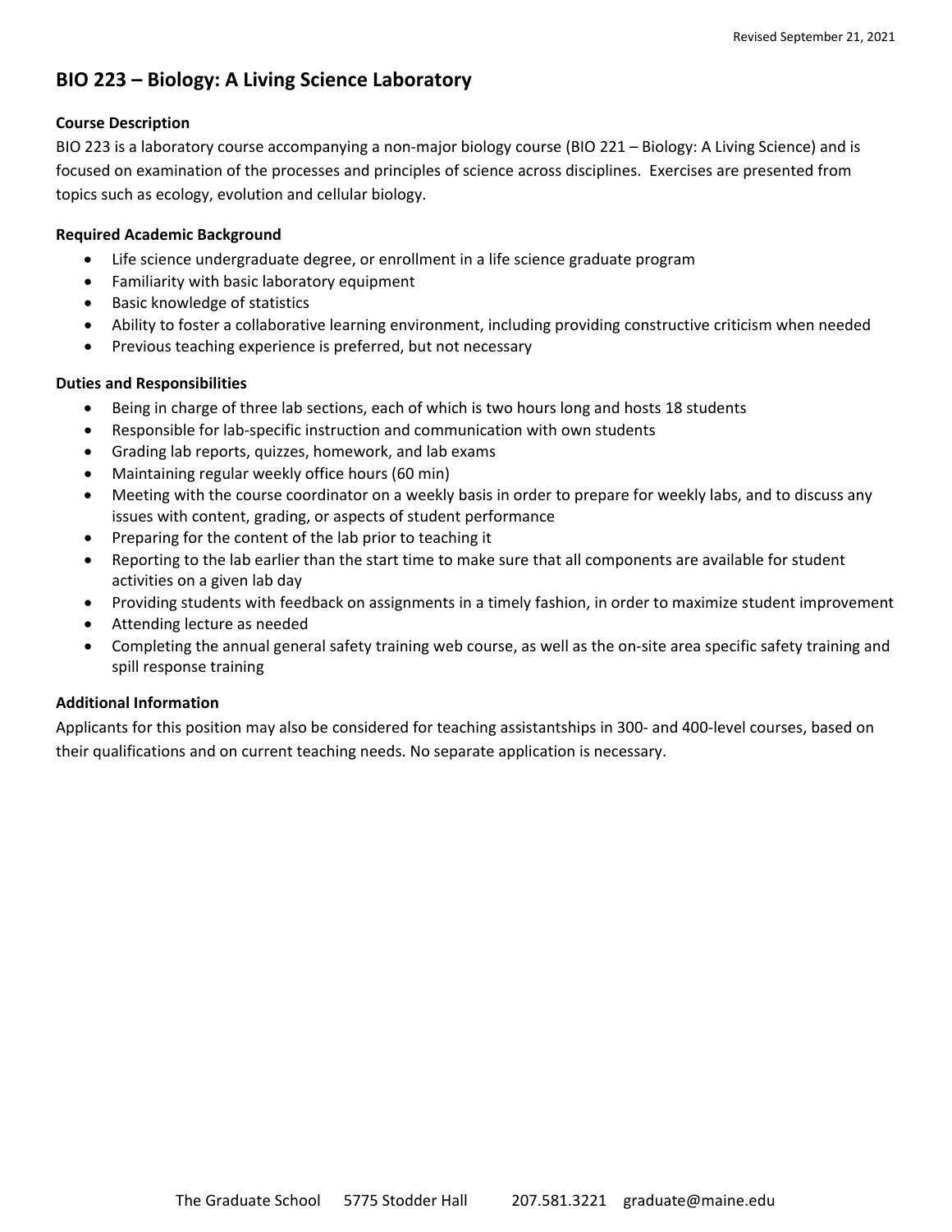## BIO 223 – Biology: A Living Science Laboratory

**Course Description**

BIO 223 is a laboratory course accompanying a non-major biology course (BIO 221 – Biology: A Living Science) and is focused on examination of the processes and principles of science across disciplines. Exercises are presented from topics such as ecology, evolution and cellular biology.

**Required Academic Background**

- Life science undergraduate degree, or enrollment in a life science graduate program
- Familiarity with basic laboratory equipment
- Basic knowledge of statistics
- Ability to foster a collaborative learning environment, including providing constructive criticism when needed
- Previous teaching experience is preferred, but not necessary

**Duties and Responsibilities**

- Being in charge of three lab sections, each of which is two hours long and hosts 18 students
- Responsible for lab-specific instruction and communication with own students
- Grading lab reports, quizzes, homework, and lab exams
- Maintaining regular weekly office hours (60 min)
- Meeting with the course coordinator on a weekly basis in order to prepare for weekly labs, and to discuss any issues with content, grading, or aspects of student performance
- Preparing for the content of the lab prior to teaching it
- Reporting to the lab earlier than the start time to make sure that all components are available for student activities on a given lab day
- Providing students with feedback on assignments in a timely fashion, in order to maximize student improvement
- Attending lecture as needed
- Completing the annual general safety training web course, as well as the on-site area specific safety training and spill response training

**Additional Information**

Applicants for this position may also be considered for teaching assistantships in 300- and 400-level courses, based on their qualifications and on current teaching needs. No separate application is necessary.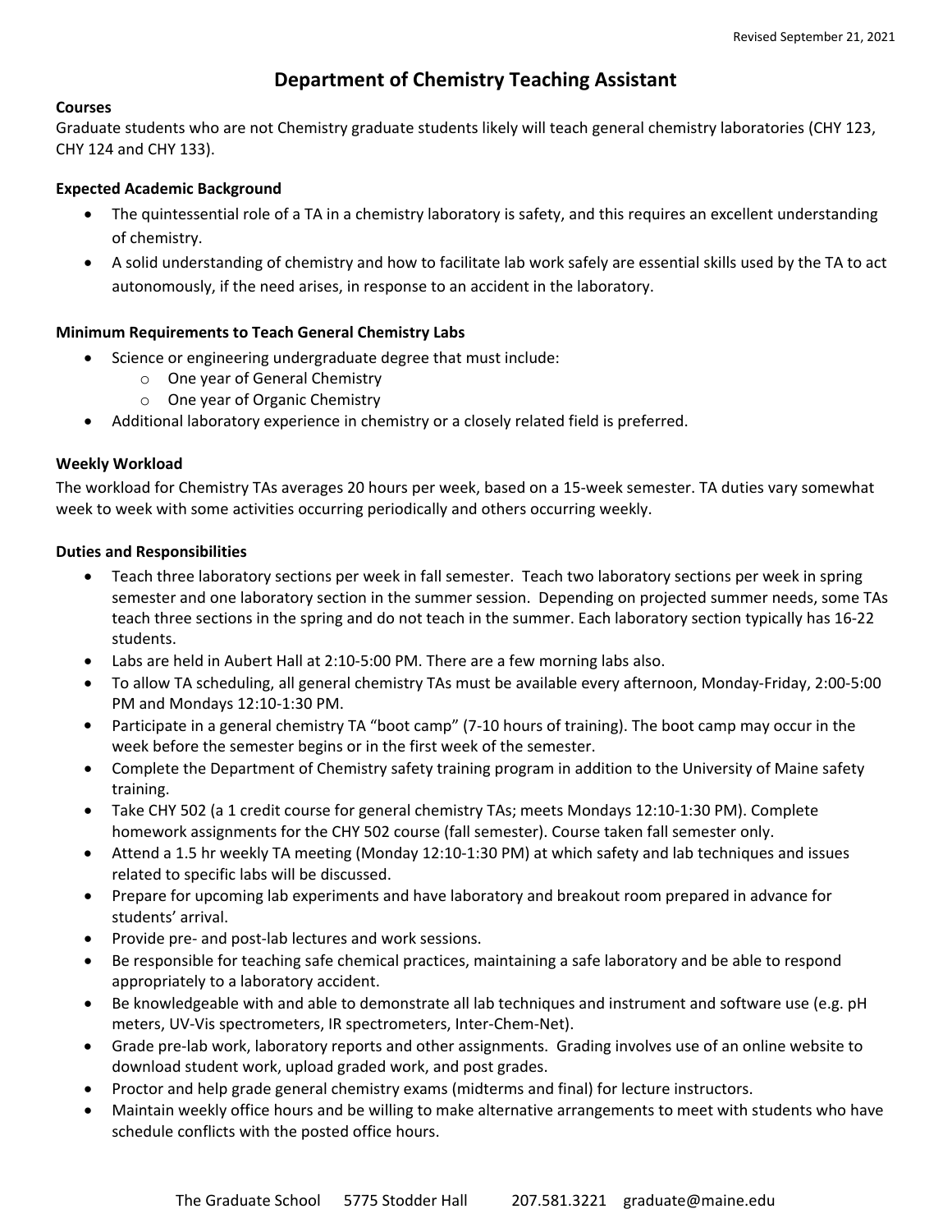Revised September 21, 2021

# Department of Chemistry Teaching Assistant

**Courses**

Graduate students who are not Chemistry graduate students likely will teach general chemistry laboratories (CHY 123, CHY 124 and CHY 133).

**Expected Academic Background**

- The quintessential role of a TA in a chemistry laboratory is safety, and this requires an excellent understanding of chemistry.
- A solid understanding of chemistry and how to facilitate lab work safely are essential skills used by the TA to act autonomously, if the need arises, in response to an accident in the laboratory.

**Minimum Requirements to Teach General Chemistry Labs**

- Science or engineering undergraduate degree that must include:
    - One year of General Chemistry
    - One year of Organic Chemistry
- Additional laboratory experience in chemistry or a closely related field is preferred.

**Weekly Workload**

The workload for Chemistry TAs averages 20 hours per week, based on a 15-week semester. TA duties vary somewhat week to week with some activities occurring periodically and others occurring weekly.

**Duties and Responsibilities**

- Teach three laboratory sections per week in fall semester. Teach two laboratory sections per week in spring semester and one laboratory section in the summer session. Depending on projected summer needs, some TAs teach three sections in the spring and do not teach in the summer. Each laboratory section typically has 16-22 students.
- Labs are held in Aubert Hall at 2:10-5:00 PM. There are a few morning labs also.
- To allow TA scheduling, all general chemistry TAs must be available every afternoon, Monday-Friday, 2:00-5:00 PM and Mondays 12:10-1:30 PM.
- Participate in a general chemistry TA "boot camp" (7-10 hours of training). The boot camp may occur in the week before the semester begins or in the first week of the semester.
- Complete the Department of Chemistry safety training program in addition to the University of Maine safety training.
- Take CHY 502 (a 1 credit course for general chemistry TAs; meets Mondays 12:10-1:30 PM). Complete homework assignments for the CHY 502 course (fall semester). Course taken fall semester only.
- Attend a 1.5 hr weekly TA meeting (Monday 12:10-1:30 PM) at which safety and lab techniques and issues related to specific labs will be discussed.
- Prepare for upcoming lab experiments and have laboratory and breakout room prepared in advance for students' arrival.
- Provide pre- and post-lab lectures and work sessions.
- Be responsible for teaching safe chemical practices, maintaining a safe laboratory and be able to respond appropriately to a laboratory accident.
- Be knowledgeable with and able to demonstrate all lab techniques and instrument and software use (e.g. pH meters, UV-Vis spectrometers, IR spectrometers, Inter-Chem-Net).
- Grade pre-lab work, laboratory reports and other assignments. Grading involves use of an online website to download student work, upload graded work, and post grades.
- Proctor and help grade general chemistry exams (midterms and final) for lecture instructors.
- Maintain weekly office hours and be willing to make alternative arrangements to meet with students who have schedule conflicts with the posted office hours.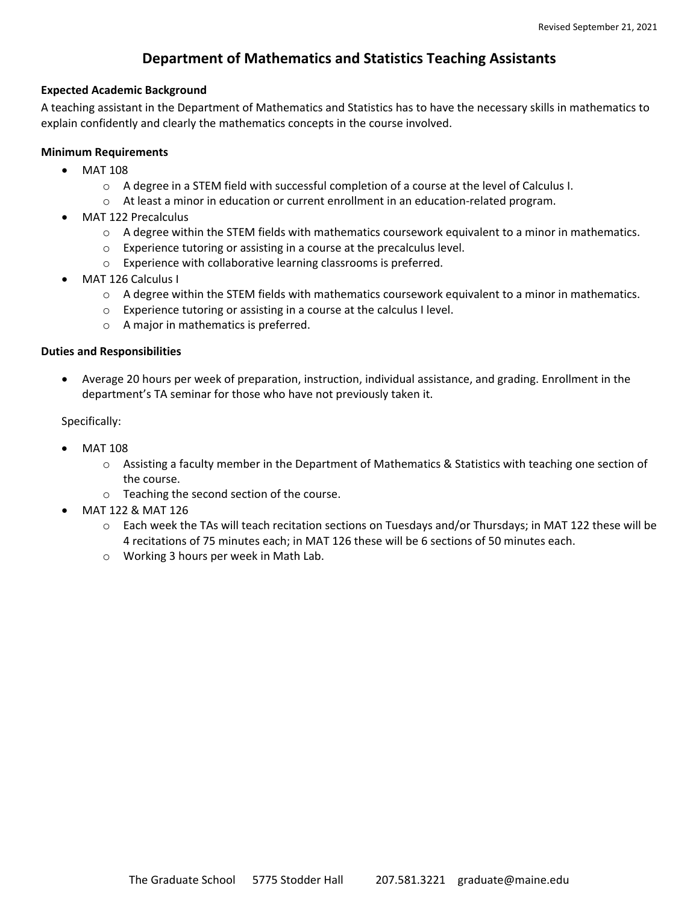## Department of Mathematics and Statistics Teaching Assistants

**Expected Academic Background**

A teaching assistant in the Department of Mathematics and Statistics has to have the necessary skills in mathematics to explain confidently and clearly the mathematics concepts in the course involved.

**Minimum Requirements**

- MAT 108
  - A degree in a STEM field with successful completion of a course at the level of Calculus I.
  - At least a minor in education or current enrollment in an education-related program.
- MAT 122 Precalculus
  - A degree within the STEM fields with mathematics coursework equivalent to a minor in mathematics.
  - Experience tutoring or assisting in a course at the precalculus level.
  - Experience with collaborative learning classrooms is preferred.
- MAT 126 Calculus I
  - A degree within the STEM fields with mathematics coursework equivalent to a minor in mathematics.
  - Experience tutoring or assisting in a course at the calculus I level.
  - A major in mathematics is preferred.

**Duties and Responsibilities**

- Average 20 hours per week of preparation, instruction, individual assistance, and grading. Enrollment in the department's TA seminar for those who have not previously taken it.

Specifically:

- MAT 108
  - Assisting a faculty member in the Department of Mathematics & Statistics with teaching one section of the course.
  - Teaching the second section of the course.
- MAT 122 & MAT 126
  - Each week the TAs will teach recitation sections on Tuesdays and/or Thursdays; in MAT 122 these will be 4 recitations of 75 minutes each; in MAT 126 these will be 6 sections of 50 minutes each.
  - Working 3 hours per week in Math Lab.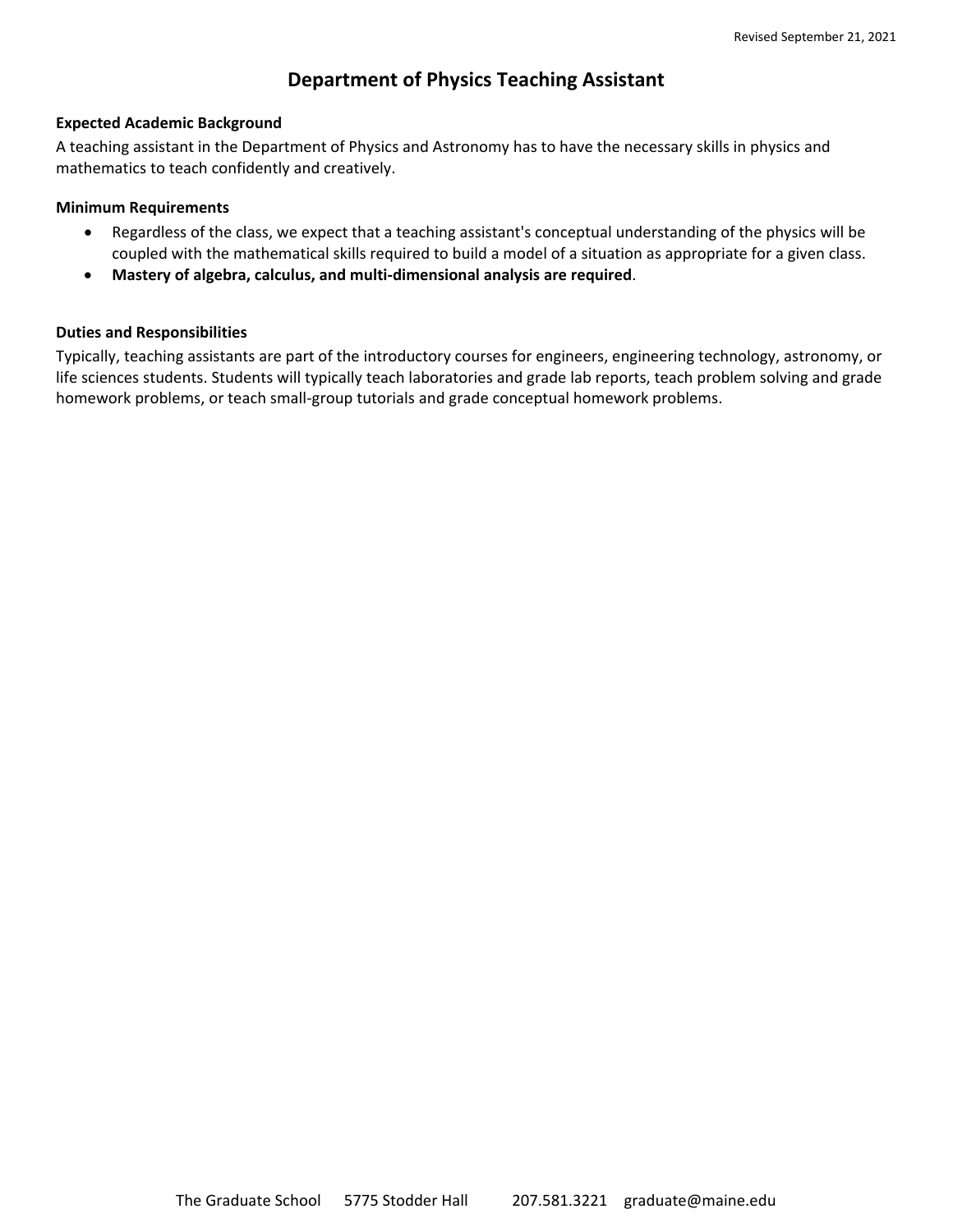# Department of Physics Teaching Assistant

**Expected Academic Background**

A teaching assistant in the Department of Physics and Astronomy has to have the necessary skills in physics and mathematics to teach confidently and creatively.

**Minimum Requirements**

- Regardless of the class, we expect that a teaching assistant's conceptual understanding of the physics will be coupled with the mathematical skills required to build a model of a situation as appropriate for a given class.
- **Mastery of algebra, calculus, and multi-dimensional analysis are required**.

**Duties and Responsibilities**

Typically, teaching assistants are part of the introductory courses for engineers, engineering technology, astronomy, or life sciences students. Students will typically teach laboratories and grade lab reports, teach problem solving and grade homework problems, or teach small-group tutorials and grade conceptual homework problems.